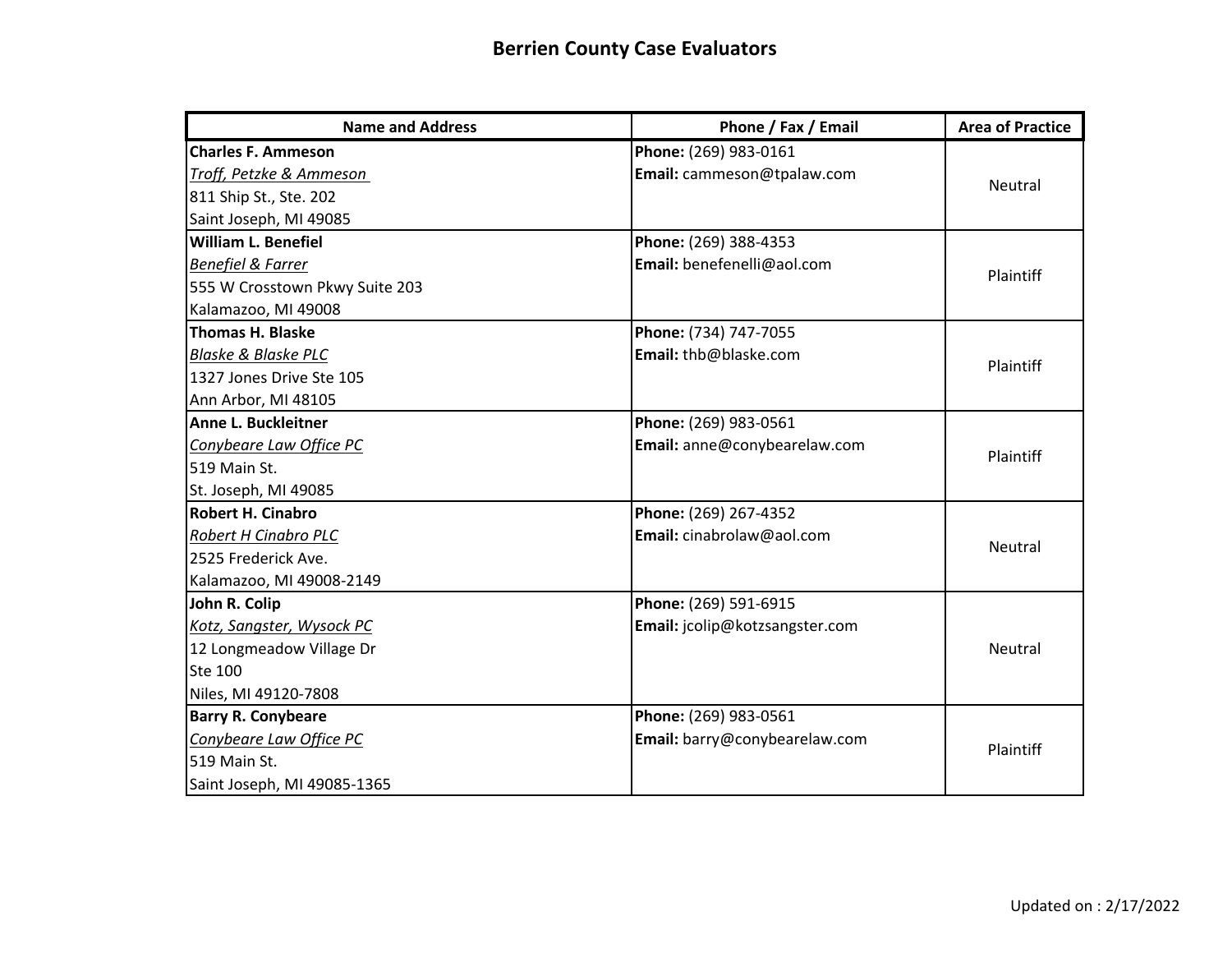# Berrien County Case Evaluators

| Name and Address | Phone / Fax / Email | Area of Practice |
|---|---|---|
| **Charles F. Ammeson**<br>*Troff, Petzke & Ammeson*<br>811 Ship St., Ste. 202<br>Saint Joseph, MI 49085 | **Phone:** (269) 983-0161<br>**Email:** cammeson@tpalaw.com | Neutral |
| **William L. Benefiel**<br>*Benefiel & Farrer*<br>555 W Crosstown Pkwy Suite 203<br>Kalamazoo, MI 49008 | **Phone:** (269) 388-4353<br>**Email:** benefenelli@aol.com | Plaintiff |
| **Thomas H. Blaske**<br>*Blaske & Blaske PLC*<br>1327 Jones Drive Ste 105<br>Ann Arbor, MI 48105 | **Phone:** (734) 747-7055<br>**Email:** thb@blaske.com | Plaintiff |
| **Anne L. Buckleitner**<br>*Conybeare Law Office PC*<br>519 Main St.<br>St. Joseph, MI 49085 | **Phone:** (269) 983-0561<br>**Email:** anne@conybearelaw.com | Plaintiff |
| **Robert H. Cinabro**<br>*Robert H Cinabro PLC*<br>2525 Frederick Ave.<br>Kalamazoo, MI 49008-2149 | **Phone:** (269) 267-4352<br>**Email:** cinabrolaw@aol.com | Neutral |
| **John R. Colip**<br>*Kotz, Sangster, Wysock PC*<br>12 Longmeadow Village Dr<br>Ste 100<br>Niles, MI 49120-7808 | **Phone:** (269) 591-6915<br>**Email:** jcolip@kotzsangster.com | Neutral |
| **Barry R. Conybeare**<br>*Conybeare Law Office PC*<br>519 Main St.<br>Saint Joseph, MI 49085-1365 | **Phone:** (269) 983-0561<br>**Email:** barry@conybearelaw.com | Plaintiff |

Updated on : 2/17/2022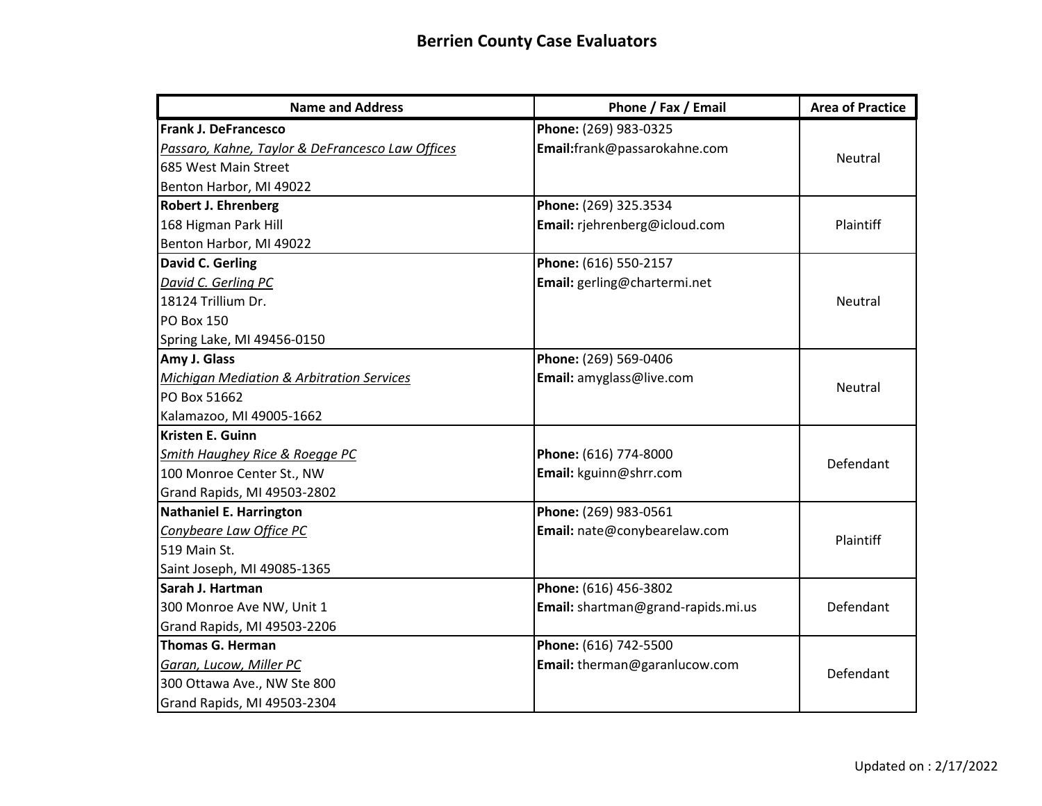## Berrien County Case Evaluators

| Name and Address | Phone / Fax / Email | Area of Practice |
|---|---|---|
| **Frank J. DeFrancesco**<br>*Passaro, Kahne, Taylor & DeFrancesco Law Offices*<br>685 West Main Street<br>Benton Harbor, MI 49022 | **Phone:** (269) 983-0325<br>**Email:**frank@passarokahne.com | Neutral |
| **Robert J. Ehrenberg**<br>168 Higman Park Hill<br>Benton Harbor, MI 49022 | **Phone:** (269) 325.3534<br>**Email:** rjehrenberg@icloud.com | Plaintiff |
| **David C. Gerling**<br>*David C. Gerling PC*<br>18124 Trillium Dr.<br>PO Box 150<br>Spring Lake, MI 49456-0150 | **Phone:** (616) 550-2157<br>**Email:** gerling@chartermi.net | Neutral |
| **Amy J. Glass**<br>*Michigan Mediation & Arbitration Services*<br>PO Box 51662<br>Kalamazoo, MI 49005-1662 | **Phone:** (269) 569-0406<br>**Email:** amyglass@live.com | Neutral |
| **Kristen E. Guinn**<br>*Smith Haughey Rice & Roegge PC*<br>100 Monroe Center St., NW<br>Grand Rapids, MI 49503-2802 | **Phone:** (616) 774-8000<br>**Email:** kguinn@shrr.com | Defendant |
| **Nathaniel E. Harrington**<br>*Conybeare Law Office PC*<br>519 Main St.<br>Saint Joseph, MI 49085-1365 | **Phone:** (269) 983-0561<br>**Email:** nate@conybearelaw.com | Plaintiff |
| **Sarah J. Hartman**<br>300 Monroe Ave NW, Unit 1<br>Grand Rapids, MI 49503-2206 | **Phone:** (616) 456-3802<br>**Email:** shartman@grand-rapids.mi.us | Defendant |
| **Thomas G. Herman**<br>*Garan, Lucow, Miller PC*<br>300 Ottawa Ave., NW Ste 800<br>Grand Rapids, MI 49503-2304 | **Phone:** (616) 742-5500<br>**Email:** therman@garanlucow.com | Defendant |

Updated on : 2/17/2022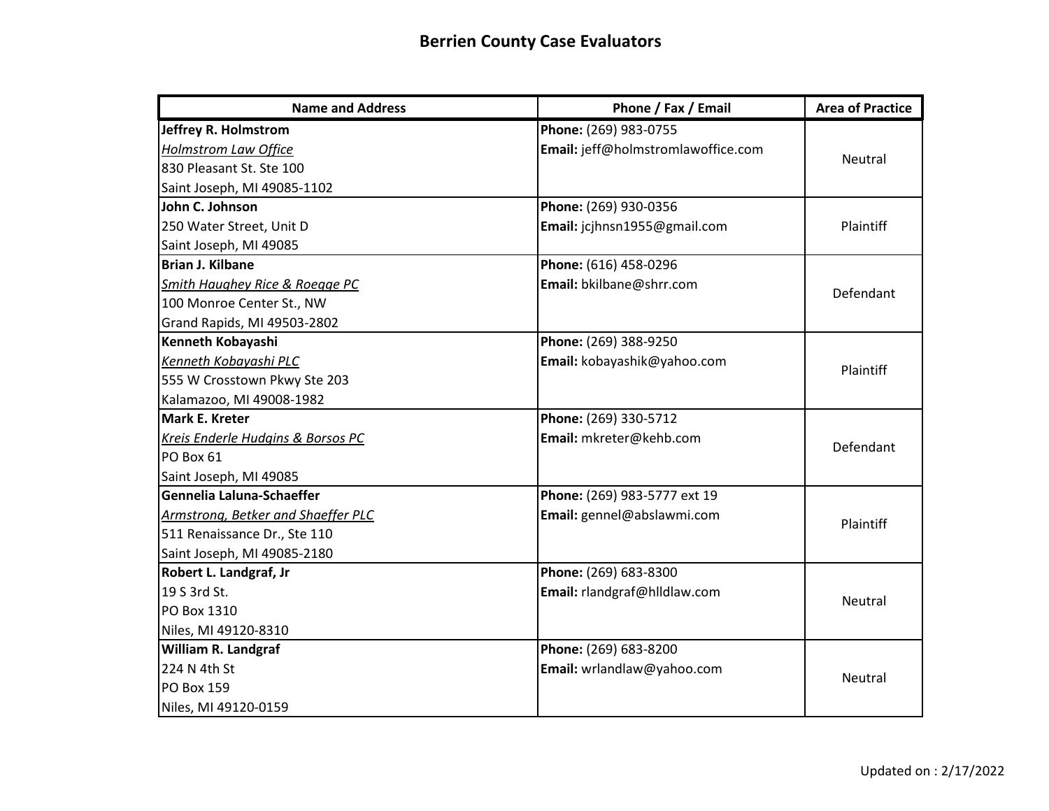# Berrien County Case Evaluators

| Name and Address | Phone / Fax / Email | Area of Practice |
|---|---|---|
| **Jeffrey R. Holmstrom**<br>*Holmstrom Law Office*<br>830 Pleasant St. Ste 100<br>Saint Joseph, MI 49085-1102 | **Phone:** (269) 983-0755<br>**Email:** jeff@holmstromlawoffice.com | Neutral |
| **John C. Johnson**<br>250 Water Street, Unit D<br>Saint Joseph, MI 49085 | **Phone:** (269) 930-0356<br>**Email:** jcjhnsn1955@gmail.com | Plaintiff |
| **Brian J. Kilbane**<br>*Smith Haughey Rice & Roegge PC*<br>100 Monroe Center St., NW<br>Grand Rapids, MI 49503-2802 | **Phone:** (616) 458-0296<br>**Email:** bkilbane@shrr.com | Defendant |
| **Kenneth Kobayashi**<br>*Kenneth Kobayashi PLC*<br>555 W Crosstown Pkwy Ste 203<br>Kalamazoo, MI 49008-1982 | **Phone:** (269) 388-9250<br>**Email:** kobayashik@yahoo.com | Plaintiff |
| **Mark E. Kreter**<br>*Kreis Enderle Hudgins & Borsos PC*<br>PO Box 61<br>Saint Joseph, MI 49085 | **Phone:** (269) 330-5712<br>**Email:** mkreter@kehb.com | Defendant |
| **Gennelia Laluna-Schaeffer**<br>*Armstrong, Betker and Shaeffer PLC*<br>511 Renaissance Dr., Ste 110<br>Saint Joseph, MI 49085-2180 | **Phone:** (269) 983-5777 ext 19<br>**Email:** gennel@abslawmi.com | Plaintiff |
| **Robert L. Landgraf, Jr**<br>19 S 3rd St.<br>PO Box 1310<br>Niles, MI 49120-8310 | **Phone:** (269) 683-8300<br>**Email:** rlandgraf@hlldlaw.com | Neutral |
| **William R. Landgraf**<br>224 N 4th St<br>PO Box 159<br>Niles, MI 49120-0159 | **Phone:** (269) 683-8200<br>**Email:** wrlandlaw@yahoo.com | Neutral |

Updated on : 2/17/2022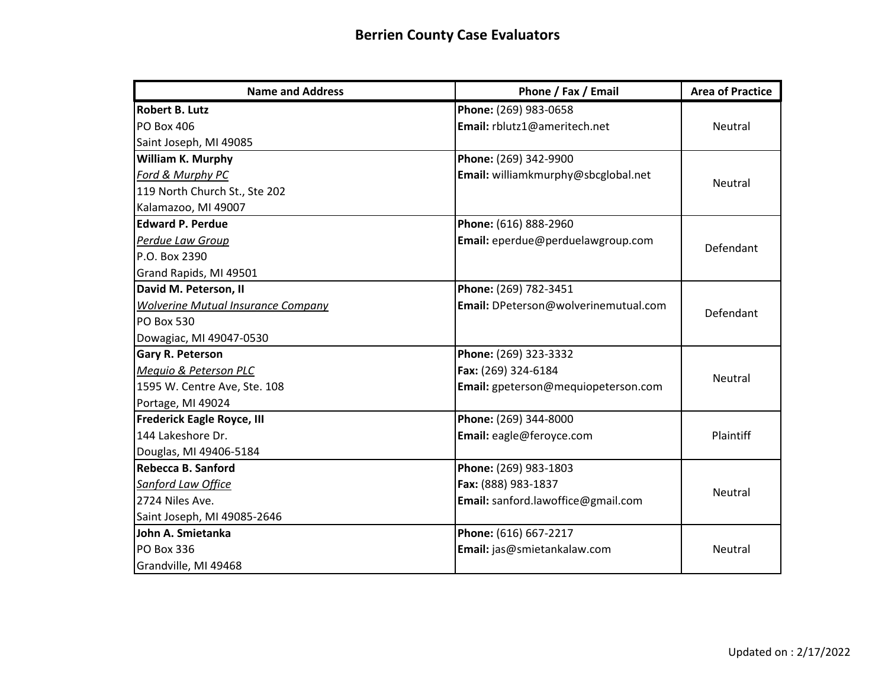# Berrien County Case Evaluators

| Name and Address | Phone / Fax / Email | Area of Practice |
|---|---|---|
| **Robert B. Lutz**<br>PO Box 406<br>Saint Joseph, MI 49085 | **Phone:** (269) 983-0658<br>**Email:** rblutz1@ameritech.net | Neutral |
| **William K. Murphy**<br>*Ford & Murphy PC*<br>119 North Church St., Ste 202<br>Kalamazoo, MI 49007 | **Phone:** (269) 342-9900<br>**Email:** williamkmurphy@sbcglobal.net | Neutral |
| **Edward P. Perdue**<br>*Perdue Law Group*<br>P.O. Box 2390<br>Grand Rapids, MI 49501 | **Phone:** (616) 888-2960<br>**Email:** eperdue@perduelawgroup.com | Defendant |
| **David M. Peterson, II**<br>*Wolverine Mutual Insurance Company*<br>PO Box 530<br>Dowagiac, MI 49047-0530 | **Phone:** (269) 782-3451<br>**Email:** DPeterson@wolverinemutual.com | Defendant |
| **Gary R. Peterson**<br>*Mequio & Peterson PLC*<br>1595 W. Centre Ave, Ste. 108<br>Portage, MI 49024 | **Phone:** (269) 323-3332<br>**Fax:** (269) 324-6184<br>**Email:** gpeterson@mequiopeterson.com | Neutral |
| **Frederick Eagle Royce, III**<br>144 Lakeshore Dr.<br>Douglas, MI 49406-5184 | **Phone:** (269) 344-8000<br>**Email:** eagle@feroyce.com | Plaintiff |
| **Rebecca B. Sanford**<br>*Sanford Law Office*<br>2724 Niles Ave.<br>Saint Joseph, MI 49085-2646 | **Phone:** (269) 983-1803<br>**Fax:** (888) 983-1837<br>**Email:** sanford.lawoffice@gmail.com | Neutral |
| **John A. Smietanka**<br>PO Box 336<br>Grandville, MI 49468 | **Phone:** (616) 667-2217<br>**Email:** jas@smietankalaw.com | Neutral |

Updated on : 2/17/2022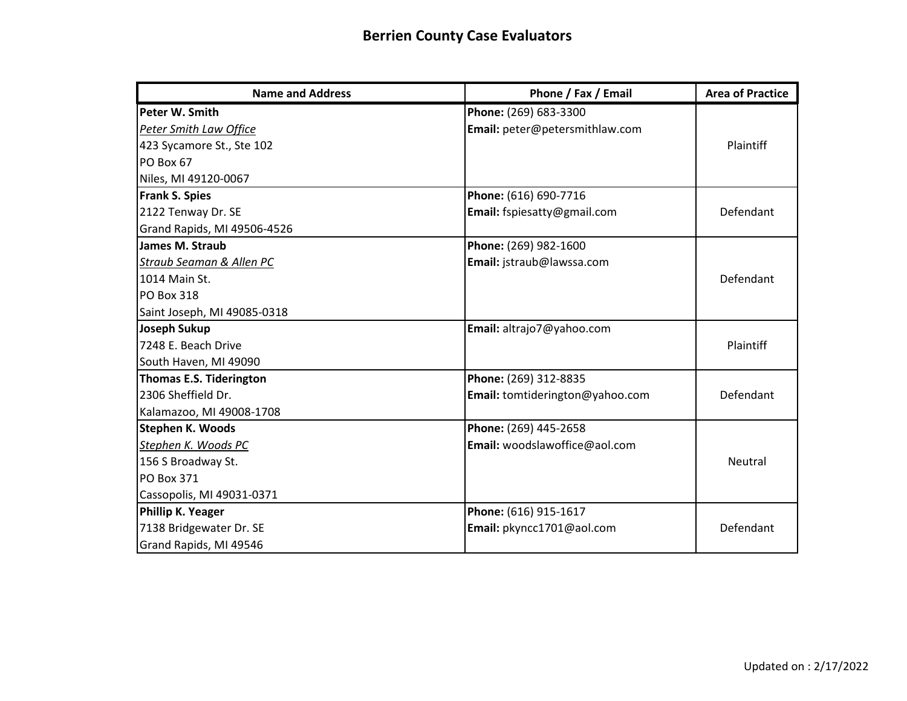# Berrien County Case Evaluators

| Name and Address | Phone / Fax / Email | Area of Practice |
| --- | --- | --- |
| **Peter W. Smith**<br>*Peter Smith Law Office*<br>423 Sycamore St., Ste 102<br>PO Box 67<br>Niles, MI 49120-0067 | **Phone:** (269) 683-3300<br>**Email:** peter@petersmithlaw.com | Plaintiff |
| **Frank S. Spies**<br>2122 Tenway Dr. SE<br>Grand Rapids, MI 49506-4526 | **Phone:** (616) 690-7716<br>**Email:** fspiesatty@gmail.com | Defendant |
| **James M. Straub**<br>*Straub Seaman & Allen PC*<br>1014 Main St.<br>PO Box 318<br>Saint Joseph, MI 49085-0318 | **Phone:** (269) 982-1600<br>**Email:** jstraub@lawssa.com | Defendant |
| **Joseph Sukup**<br>7248 E. Beach Drive<br>South Haven, MI 49090 | **Email:** altrajo7@yahoo.com | Plaintiff |
| **Thomas E.S. Tiderington**<br>2306 Sheffield Dr.<br>Kalamazoo, MI 49008-1708 | **Phone:** (269) 312-8835<br>**Email:** tomtiderington@yahoo.com | Defendant |
| **Stephen K. Woods**<br>*Stephen K. Woods PC*<br>156 S Broadway St.<br>PO Box 371<br>Cassopolis, MI 49031-0371 | **Phone:** (269) 445-2658<br>**Email:** woodslawoffice@aol.com | Neutral |
| **Phillip K. Yeager**<br>7138 Bridgewater Dr. SE<br>Grand Rapids, MI 49546 | **Phone:** (616) 915-1617<br>**Email:** pkyncc1701@aol.com | Defendant |

Updated on : 2/17/2022